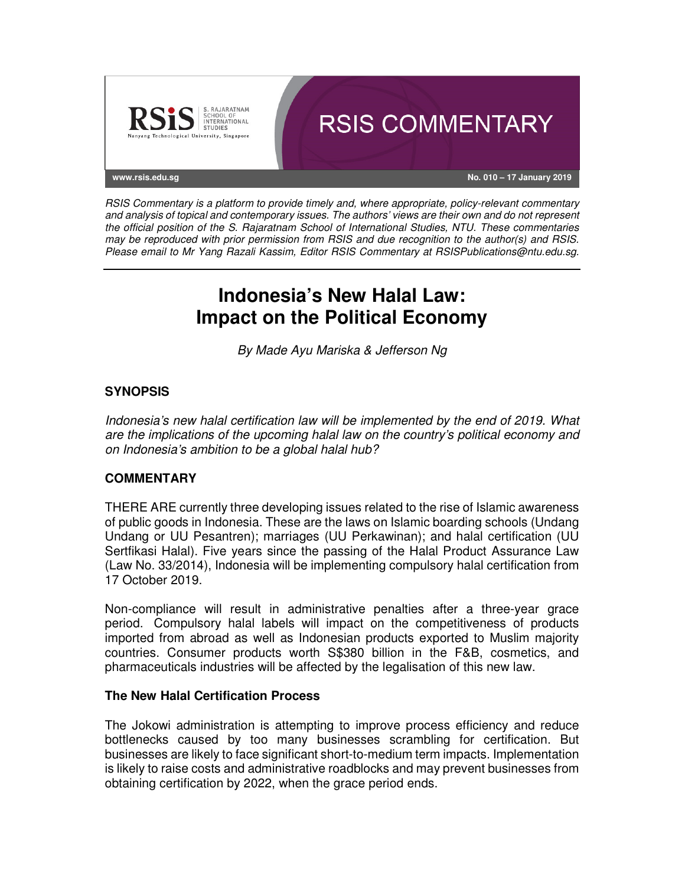RSIS COMMENTARY

www.rsis.edu.sg

No. 010 – 17 January 2019

*RSIS Commentary is a platform to provide timely and, where appropriate, policy-relevant commentary and analysis of topical and contemporary issues. The authors' views are their own and do not represent the official position of the S. Rajaratnam School of International Studies, NTU. These commentaries may be reproduced with prior permission from RSIS and due recognition to the author(s) and RSIS. Please email to Mr Yang Razali Kassim, Editor RSIS Commentary at RSISPublications@ntu.edu.sg.*

# Indonesia's New Halal Law: Impact on the Political Economy

*By Made Ayu Mariska & Jefferson Ng*

## SYNOPSIS

*Indonesia's new halal certification law will be implemented by the end of 2019. What are the implications of the upcoming halal law on the country's political economy and on Indonesia's ambition to be a global halal hub?*

## COMMENTARY

THERE ARE currently three developing issues related to the rise of Islamic awareness of public goods in Indonesia. These are the laws on Islamic boarding schools (Undang Undang or UU Pesantren); marriages (UU Perkawinan); and halal certification (UU Sertfikasi Halal). Five years since the passing of the Halal Product Assurance Law (Law No. 33/2014), Indonesia will be implementing compulsory halal certification from 17 October 2019.

Non-compliance will result in administrative penalties after a three-year grace period. Compulsory halal labels will impact on the competitiveness of products imported from abroad as well as Indonesian products exported to Muslim majority countries. Consumer products worth S$380 billion in the F&B, cosmetics, and pharmaceuticals industries will be affected by the legalisation of this new law.

### The New Halal Certification Process

The Jokowi administration is attempting to improve process efficiency and reduce bottlenecks caused by too many businesses scrambling for certification. But businesses are likely to face significant short-to-medium term impacts. Implementation is likely to raise costs and administrative roadblocks and may prevent businesses from obtaining certification by 2022, when the grace period ends.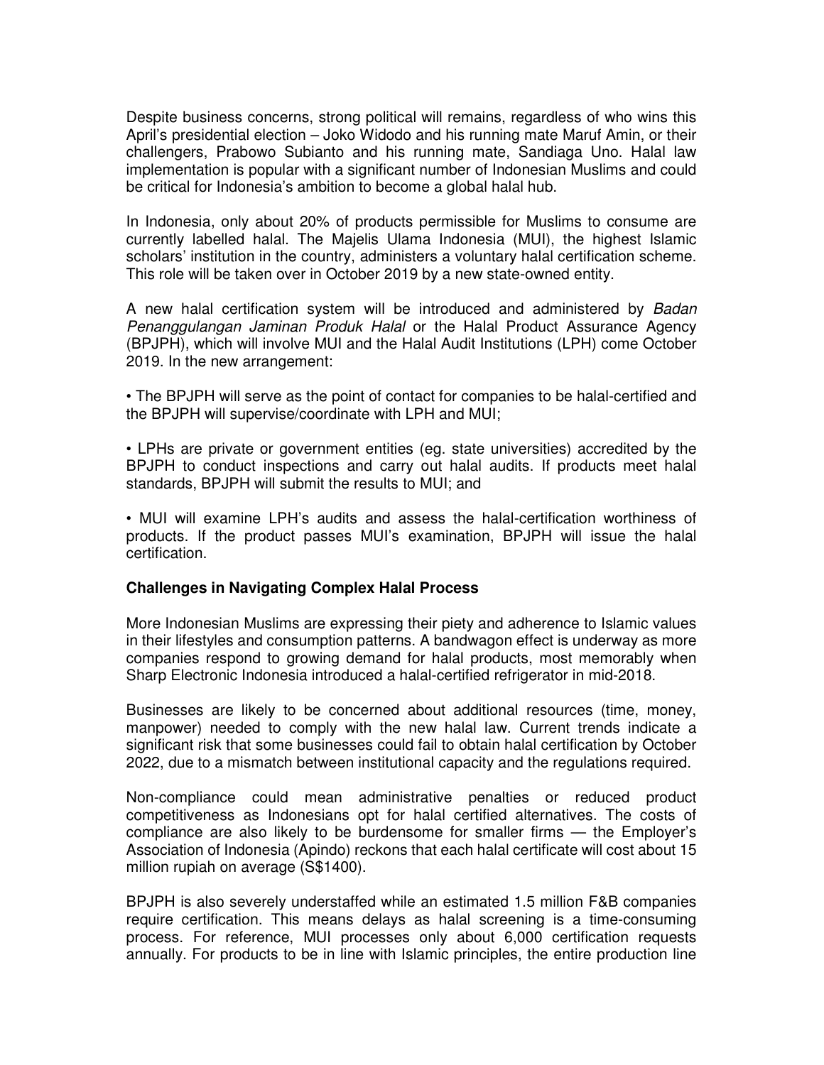Despite business concerns, strong political will remains, regardless of who wins this April's presidential election – Joko Widodo and his running mate Maruf Amin, or their challengers, Prabowo Subianto and his running mate, Sandiaga Uno. Halal law implementation is popular with a significant number of Indonesian Muslims and could be critical for Indonesia's ambition to become a global halal hub.

In Indonesia, only about 20% of products permissible for Muslims to consume are currently labelled halal. The Majelis Ulama Indonesia (MUI), the highest Islamic scholars' institution in the country, administers a voluntary halal certification scheme. This role will be taken over in October 2019 by a new state-owned entity.

A new halal certification system will be introduced and administered by *Badan Penanggulangan Jaminan Produk Halal* or the Halal Product Assurance Agency (BPJPH), which will involve MUI and the Halal Audit Institutions (LPH) come October 2019. In the new arrangement:

• The BPJPH will serve as the point of contact for companies to be halal-certified and the BPJPH will supervise/coordinate with LPH and MUI;

• LPHs are private or government entities (eg. state universities) accredited by the BPJPH to conduct inspections and carry out halal audits. If products meet halal standards, BPJPH will submit the results to MUI; and

• MUI will examine LPH's audits and assess the halal-certification worthiness of products. If the product passes MUI's examination, BPJPH will issue the halal certification.

**Challenges in Navigating Complex Halal Process**

More Indonesian Muslims are expressing their piety and adherence to Islamic values in their lifestyles and consumption patterns. A bandwagon effect is underway as more companies respond to growing demand for halal products, most memorably when Sharp Electronic Indonesia introduced a halal-certified refrigerator in mid-2018.

Businesses are likely to be concerned about additional resources (time, money, manpower) needed to comply with the new halal law. Current trends indicate a significant risk that some businesses could fail to obtain halal certification by October 2022, due to a mismatch between institutional capacity and the regulations required.

Non-compliance could mean administrative penalties or reduced product competitiveness as Indonesians opt for halal certified alternatives. The costs of compliance are also likely to be burdensome for smaller firms — the Employer's Association of Indonesia (Apindo) reckons that each halal certificate will cost about 15 million rupiah on average (S$1400).

BPJPH is also severely understaffed while an estimated 1.5 million F&B companies require certification. This means delays as halal screening is a time-consuming process. For reference, MUI processes only about 6,000 certification requests annually. For products to be in line with Islamic principles, the entire production line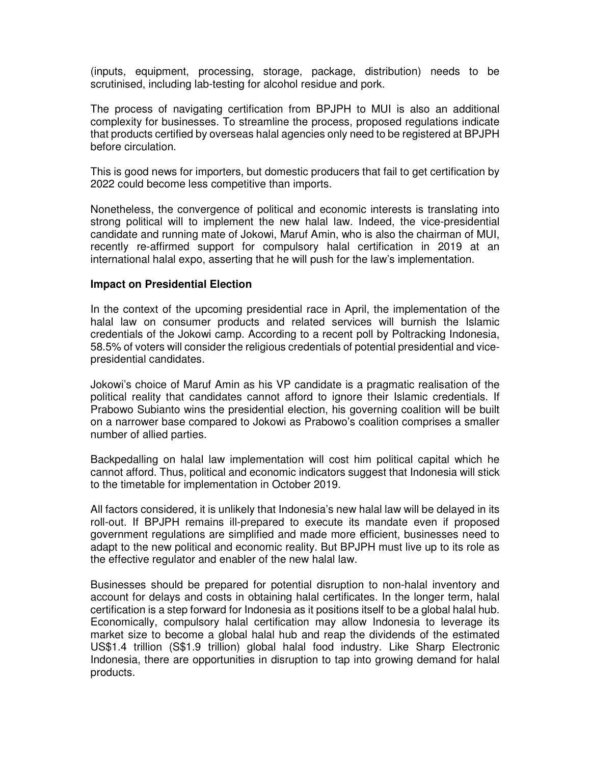(inputs, equipment, processing, storage, package, distribution) needs to be scrutinised, including lab-testing for alcohol residue and pork.

The process of navigating certification from BPJPH to MUI is also an additional complexity for businesses. To streamline the process, proposed regulations indicate that products certified by overseas halal agencies only need to be registered at BPJPH before circulation.

This is good news for importers, but domestic producers that fail to get certification by 2022 could become less competitive than imports.

Nonetheless, the convergence of political and economic interests is translating into strong political will to implement the new halal law. Indeed, the vice-presidential candidate and running mate of Jokowi, Maruf Amin, who is also the chairman of MUI, recently re-affirmed support for compulsory halal certification in 2019 at an international halal expo, asserting that he will push for the law's implementation.

**Impact on Presidential Election**

In the context of the upcoming presidential race in April, the implementation of the halal law on consumer products and related services will burnish the Islamic credentials of the Jokowi camp. According to a recent poll by Poltracking Indonesia, 58.5% of voters will consider the religious credentials of potential presidential and vice-presidential candidates.

Jokowi's choice of Maruf Amin as his VP candidate is a pragmatic realisation of the political reality that candidates cannot afford to ignore their Islamic credentials. If Prabowo Subianto wins the presidential election, his governing coalition will be built on a narrower base compared to Jokowi as Prabowo's coalition comprises a smaller number of allied parties.

Backpedalling on halal law implementation will cost him political capital which he cannot afford. Thus, political and economic indicators suggest that Indonesia will stick to the timetable for implementation in October 2019.

All factors considered, it is unlikely that Indonesia's new halal law will be delayed in its roll-out. If BPJPH remains ill-prepared to execute its mandate even if proposed government regulations are simplified and made more efficient, businesses need to adapt to the new political and economic reality. But BPJPH must live up to its role as the effective regulator and enabler of the new halal law.

Businesses should be prepared for potential disruption to non-halal inventory and account for delays and costs in obtaining halal certificates. In the longer term, halal certification is a step forward for Indonesia as it positions itself to be a global halal hub. Economically, compulsory halal certification may allow Indonesia to leverage its market size to become a global halal hub and reap the dividends of the estimated US$1.4 trillion (S$1.9 trillion) global halal food industry. Like Sharp Electronic Indonesia, there are opportunities in disruption to tap into growing demand for halal products.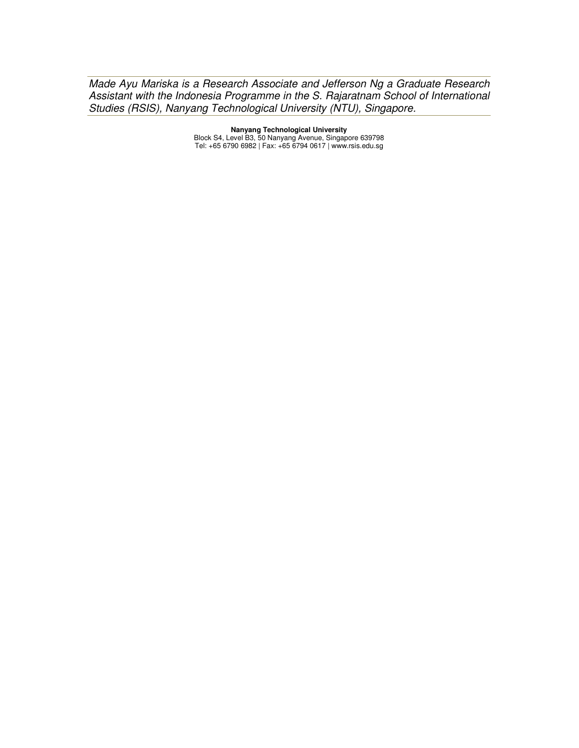---

*Made Ayu Mariska is a Research Associate and Jefferson Ng a Graduate Research Assistant with the Indonesia Programme in the S. Rajaratnam School of International Studies (RSIS), Nanyang Technological University (NTU), Singapore.*

---

**Nanyang Technological University**
Block S4, Level B3, 50 Nanyang Avenue, Singapore 639798
Tel: +65 6790 6982 | Fax: +65 6794 0617 | www.rsis.edu.sg